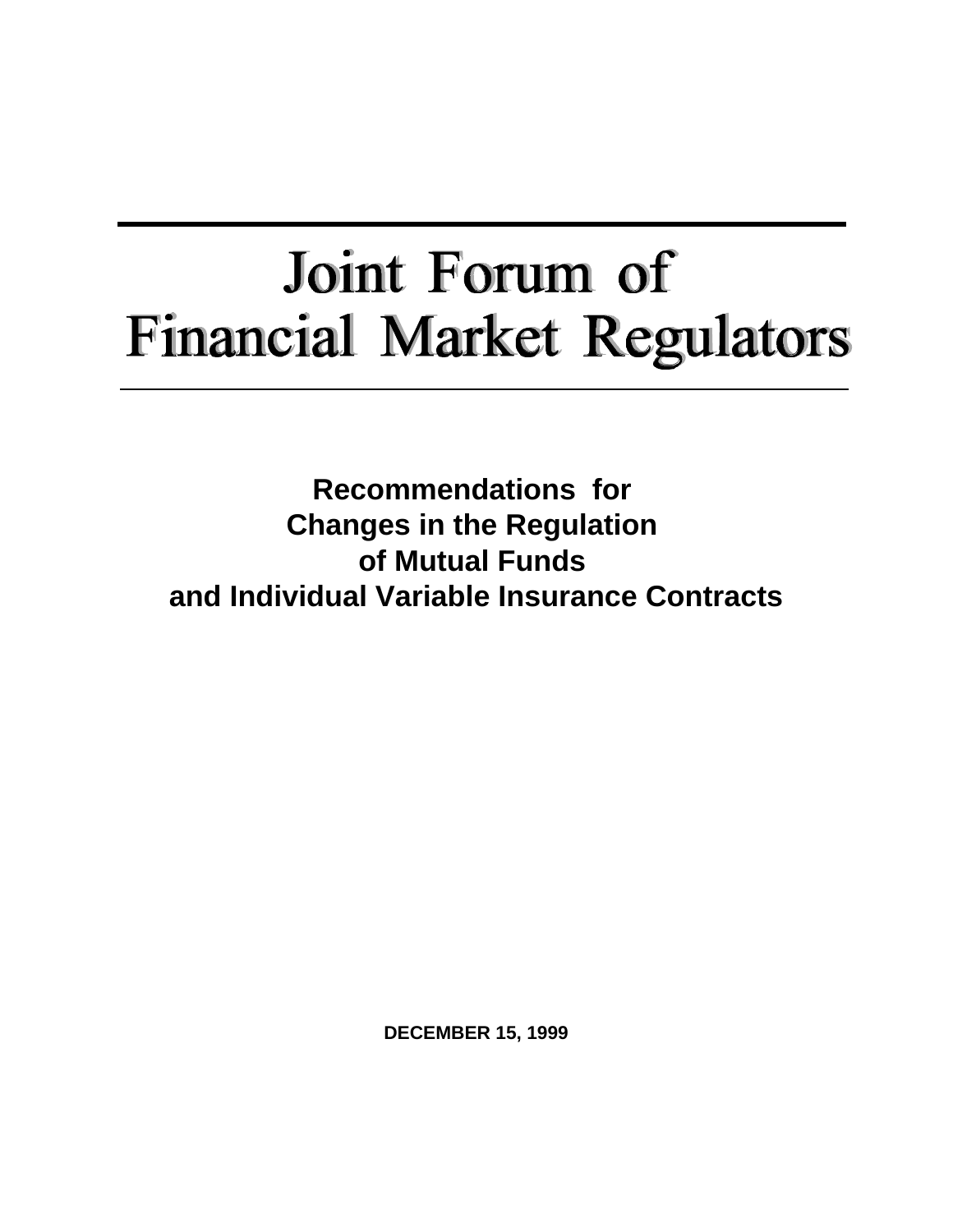# Joint Forum of Financial Market Regulators

## Recommendations for Changes in the Regulation of Mutual Funds and Individual Variable Insurance Contracts

**DECEMBER 15, 1999**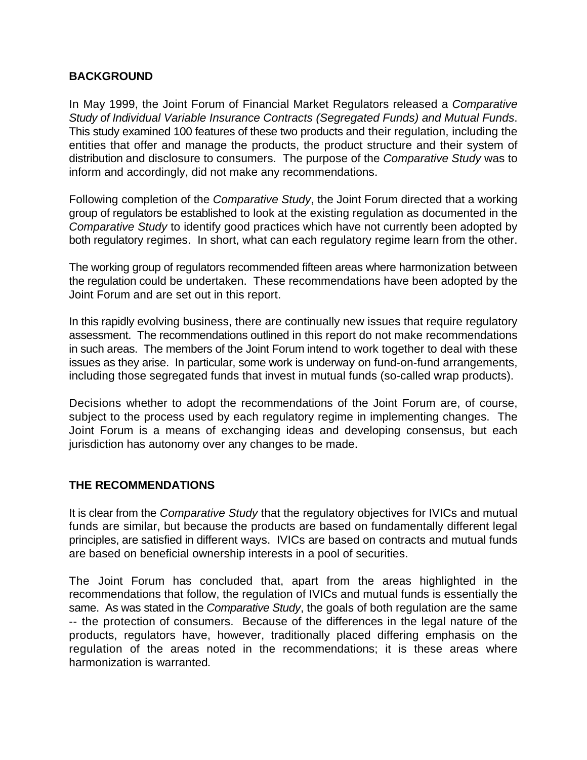## BACKGROUND

In May 1999, the Joint Forum of Financial Market Regulators released a *Comparative Study of Individual Variable Insurance Contracts (Segregated Funds) and Mutual Funds*. This study examined 100 features of these two products and their regulation, including the entities that offer and manage the products, the product structure and their system of distribution and disclosure to consumers. The purpose of the *Comparative Study* was to inform and accordingly, did not make any recommendations.

Following completion of the *Comparative Study*, the Joint Forum directed that a working group of regulators be established to look at the existing regulation as documented in the *Comparative Study* to identify good practices which have not currently been adopted by both regulatory regimes. In short, what can each regulatory regime learn from the other.

The working group of regulators recommended fifteen areas where harmonization between the regulation could be undertaken. These recommendations have been adopted by the Joint Forum and are set out in this report.

In this rapidly evolving business, there are continually new issues that require regulatory assessment. The recommendations outlined in this report do not make recommendations in such areas. The members of the Joint Forum intend to work together to deal with these issues as they arise. In particular, some work is underway on fund-on-fund arrangements, including those segregated funds that invest in mutual funds (so-called wrap products).

Decisions whether to adopt the recommendations of the Joint Forum are, of course, subject to the process used by each regulatory regime in implementing changes. The Joint Forum is a means of exchanging ideas and developing consensus, but each jurisdiction has autonomy over any changes to be made.

## THE RECOMMENDATIONS

It is clear from the *Comparative Study* that the regulatory objectives for IVICs and mutual funds are similar, but because the products are based on fundamentally different legal principles, are satisfied in different ways. IVICs are based on contracts and mutual funds are based on beneficial ownership interests in a pool of securities.

The Joint Forum has concluded that, apart from the areas highlighted in the recommendations that follow, the regulation of IVICs and mutual funds is essentially the same. As was stated in the *Comparative Study*, the goals of both regulation are the same -- the protection of consumers. Because of the differences in the legal nature of the products, regulators have, however, traditionally placed differing emphasis on the regulation of the areas noted in the recommendations; it is these areas where harmonization is warranted.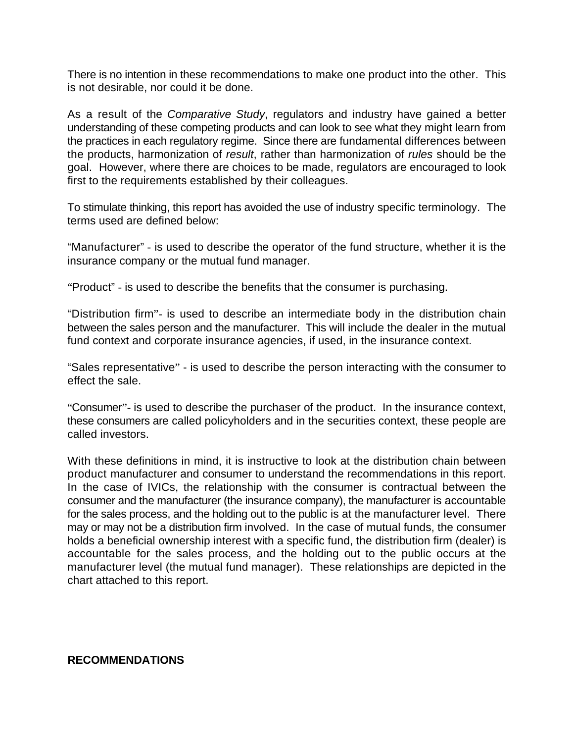There is no intention in these recommendations to make one product into the other. This is not desirable, nor could it be done.

As a result of the *Comparative Study*, regulators and industry have gained a better understanding of these competing products and can look to see what they might learn from the practices in each regulatory regime. Since there are fundamental differences between the products, harmonization of *result*, rather than harmonization of *rules* should be the goal. However, where there are choices to be made, regulators are encouraged to look first to the requirements established by their colleagues.

To stimulate thinking, this report has avoided the use of industry specific terminology. The terms used are defined below:

"Manufacturer" - is used to describe the operator of the fund structure, whether it is the insurance company or the mutual fund manager.

"Product" - is used to describe the benefits that the consumer is purchasing.

"Distribution firm"- is used to describe an intermediate body in the distribution chain between the sales person and the manufacturer. This will include the dealer in the mutual fund context and corporate insurance agencies, if used, in the insurance context.

"Sales representative" - is used to describe the person interacting with the consumer to effect the sale.

"Consumer"- is used to describe the purchaser of the product. In the insurance context, these consumers are called policyholders and in the securities context, these people are called investors.

With these definitions in mind, it is instructive to look at the distribution chain between product manufacturer and consumer to understand the recommendations in this report. In the case of IVICs, the relationship with the consumer is contractual between the consumer and the manufacturer (the insurance company), the manufacturer is accountable for the sales process, and the holding out to the public is at the manufacturer level. There may or may not be a distribution firm involved. In the case of mutual funds, the consumer holds a beneficial ownership interest with a specific fund, the distribution firm (dealer) is accountable for the sales process, and the holding out to the public occurs at the manufacturer level (the mutual fund manager). These relationships are depicted in the chart attached to this report.

## RECOMMENDATIONS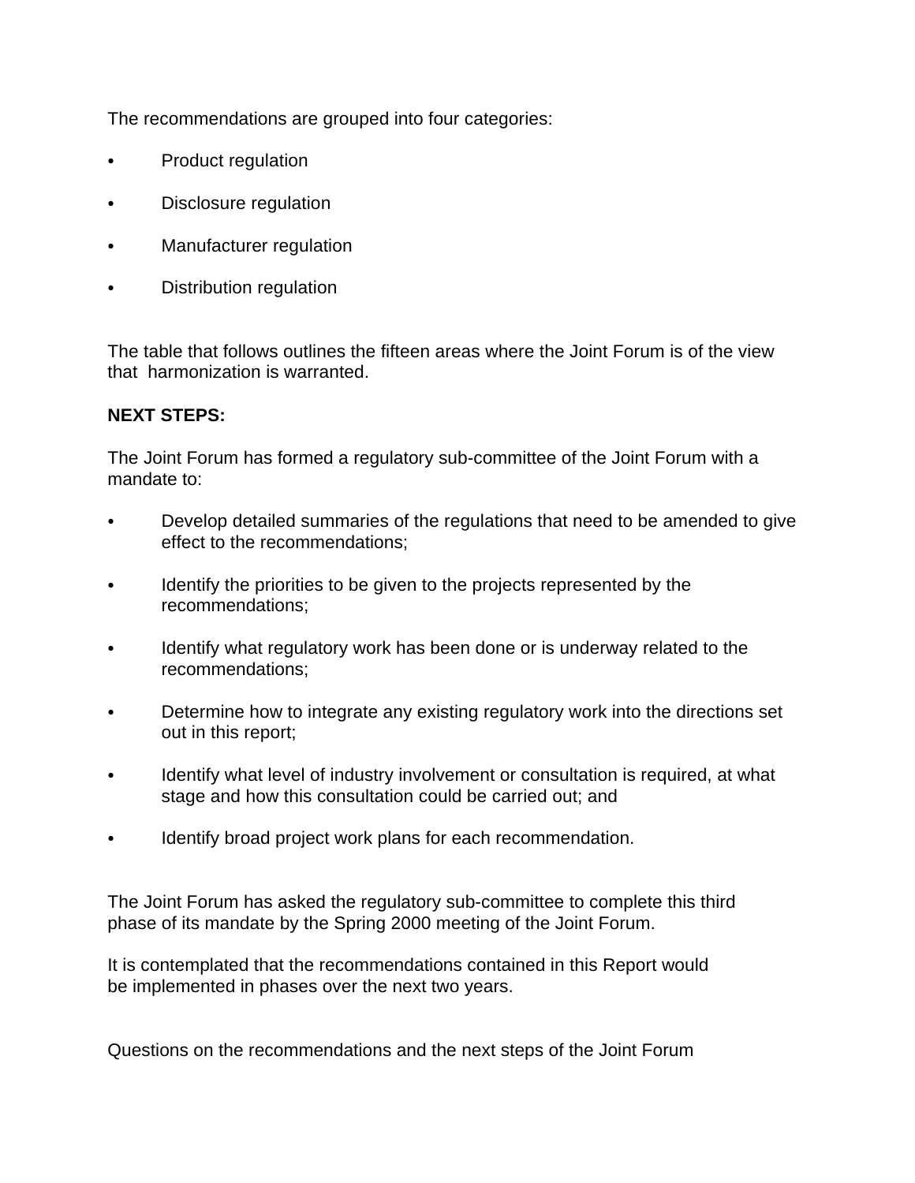The recommendations are grouped into four categories:

- Product regulation
- Disclosure regulation
- Manufacturer regulation
- Distribution regulation

The table that follows outlines the fifteen areas where the Joint Forum is of the view that harmonization is warranted.

**NEXT STEPS:**

The Joint Forum has formed a regulatory sub-committee of the Joint Forum with a mandate to:

- Develop detailed summaries of the regulations that need to be amended to give effect to the recommendations;
- Identify the priorities to be given to the projects represented by the recommendations;
- Identify what regulatory work has been done or is underway related to the recommendations;
- Determine how to integrate any existing regulatory work into the directions set out in this report;
- Identify what level of industry involvement or consultation is required, at what stage and how this consultation could be carried out; and
- Identify broad project work plans for each recommendation.

The Joint Forum has asked the regulatory sub-committee to complete this third phase of its mandate by the Spring 2000 meeting of the Joint Forum.

It is contemplated that the recommendations contained in this Report would be implemented in phases over the next two years.

Questions on the recommendations and the next steps of the Joint Forum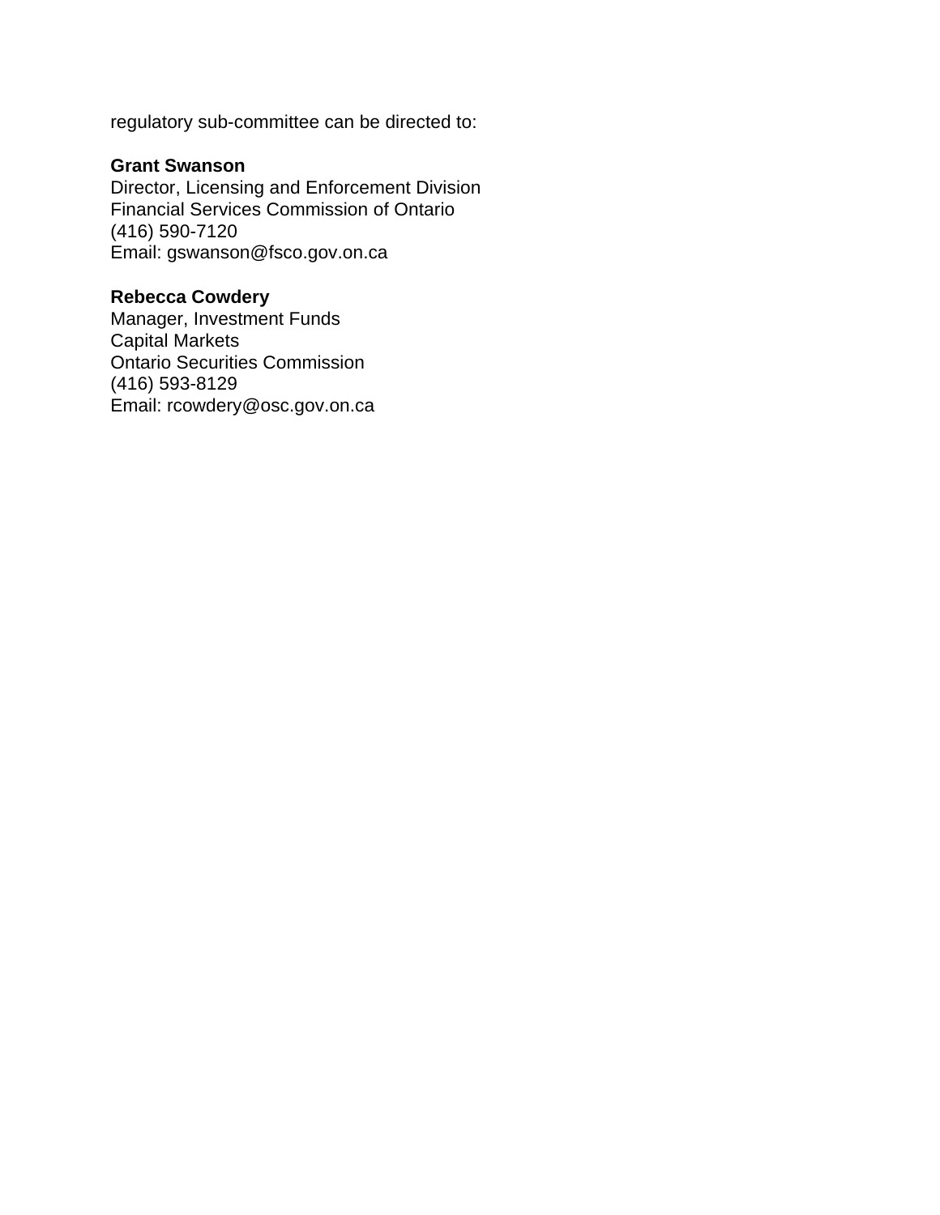regulatory sub-committee can be directed to:

**Grant Swanson**
Director, Licensing and Enforcement Division
Financial Services Commission of Ontario
(416) 590-7120
Email: gswanson@fsco.gov.on.ca

**Rebecca Cowdery**
Manager, Investment Funds
Capital Markets
Ontario Securities Commission
(416) 593-8129
Email: rcowdery@osc.gov.on.ca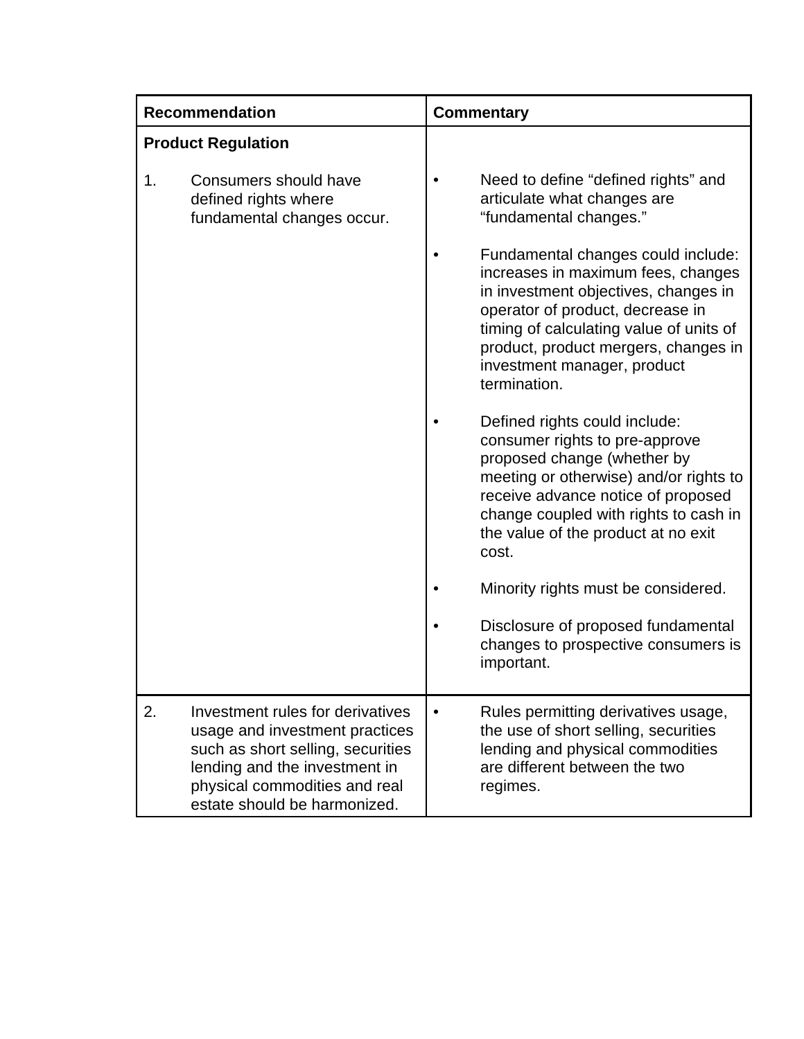| Recommendation | Commentary |
|---|---|
| **Product Regulation** | |
| 1. Consumers should have defined rights where fundamental changes occur. | • Need to define "defined rights" and articulate what changes are "fundamental changes."<br><br>• Fundamental changes could include: increases in maximum fees, changes in investment objectives, changes in operator of product, decrease in timing of calculating value of units of product, product mergers, changes in investment manager, product termination.<br><br>• Defined rights could include: consumer rights to pre-approve proposed change (whether by meeting or otherwise) and/or rights to receive advance notice of proposed change coupled with rights to cash in the value of the product at no exit cost.<br><br>• Minority rights must be considered.<br><br>• Disclosure of proposed fundamental changes to prospective consumers is important. |
| 2. Investment rules for derivatives usage and investment practices such as short selling, securities lending and the investment in physical commodities and real estate should be harmonized. | • Rules permitting derivatives usage, the use of short selling, securities lending and physical commodities are different between the two regimes. |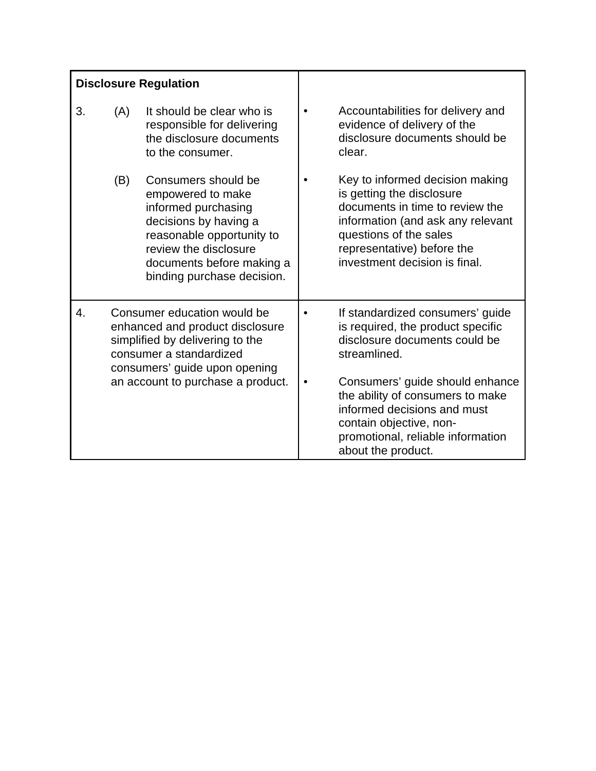| **Disclosure Regulation** | |
|---|---|
| 3. (A) It should be clear who is responsible for delivering the disclosure documents to the consumer.<br><br>(B) Consumers should be empowered to make informed purchasing decisions by having a reasonable opportunity to review the disclosure documents before making a binding purchase decision. | • Accountabilities for delivery and evidence of delivery of the disclosure documents should be clear.<br><br>• Key to informed decision making is getting the disclosure documents in time to review the information (and ask any relevant questions of the sales representative) before the investment decision is final. |
| 4. Consumer education would be enhanced and product disclosure simplified by delivering to the consumer a standardized consumers' guide upon opening an account to purchase a product. | • If standardized consumers' guide is required, the product specific disclosure documents could be streamlined.<br><br>• Consumers' guide should enhance the ability of consumers to make informed decisions and must contain objective, non-promotional, reliable information about the product. |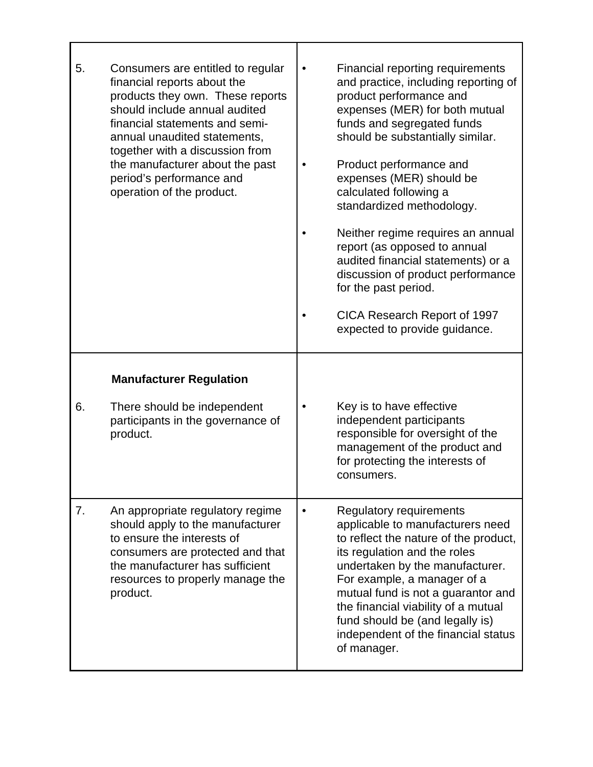| | |
|---|---|
| 5. Consumers are entitled to regular financial reports about the products they own. These reports should include annual audited financial statements and semi-annual unaudited statements, together with a discussion from the manufacturer about the past period's performance and operation of the product. | • Financial reporting requirements and practice, including reporting of product performance and expenses (MER) for both mutual funds and segregated funds should be substantially similar.<br><br>• Product performance and expenses (MER) should be calculated following a standardized methodology.<br><br>• Neither regime requires an annual report (as opposed to annual audited financial statements) or a discussion of product performance for the past period.<br><br>• CICA Research Report of 1997 expected to provide guidance. |
| **Manufacturer Regulation**<br><br>6. There should be independent participants in the governance of product. | • Key is to have effective independent participants responsible for oversight of the management of the product and for protecting the interests of consumers. |
| 7. An appropriate regulatory regime should apply to the manufacturer to ensure the interests of consumers are protected and that the manufacturer has sufficient resources to properly manage the product. | • Regulatory requirements applicable to manufacturers need to reflect the nature of the product, its regulation and the roles undertaken by the manufacturer. For example, a manager of a mutual fund is not a guarantor and the financial viability of a mutual fund should be (and legally is) independent of the financial status of manager. |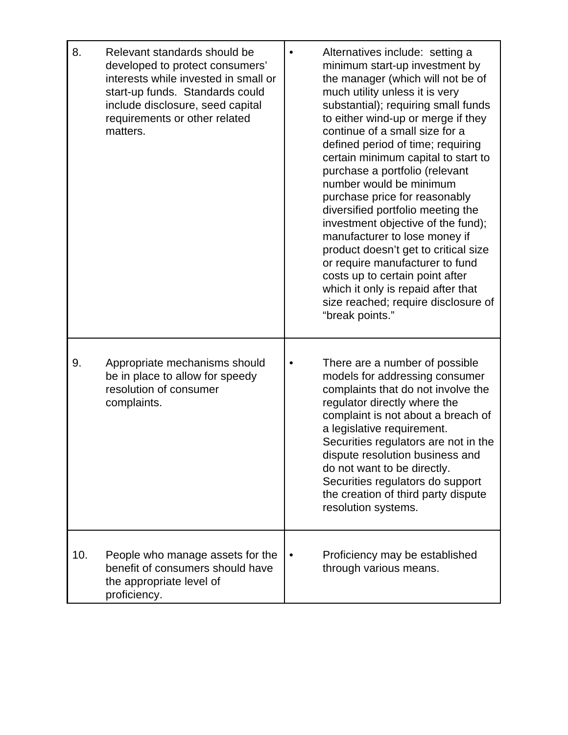| | |
|---|---|
| 8. Relevant standards should be developed to protect consumers' interests while invested in small or start-up funds. Standards could include disclosure, seed capital requirements or other related matters. | • Alternatives include: setting a minimum start-up investment by the manager (which will not be of much utility unless it is very substantial); requiring small funds to either wind-up or merge if they continue of a small size for a defined period of time; requiring certain minimum capital to start to purchase a portfolio (relevant number would be minimum purchase price for reasonably diversified portfolio meeting the investment objective of the fund); manufacturer to lose money if product doesn't get to critical size or require manufacturer to fund costs up to certain point after which it only is repaid after that size reached; require disclosure of "break points." |
| 9. Appropriate mechanisms should be in place to allow for speedy resolution of consumer complaints. | • There are a number of possible models for addressing consumer complaints that do not involve the regulator directly where the complaint is not about a breach of a legislative requirement. Securities regulators are not in the dispute resolution business and do not want to be directly. Securities regulators do support the creation of third party dispute resolution systems. |
| 10. People who manage assets for the benefit of consumers should have the appropriate level of proficiency. | • Proficiency may be established through various means. |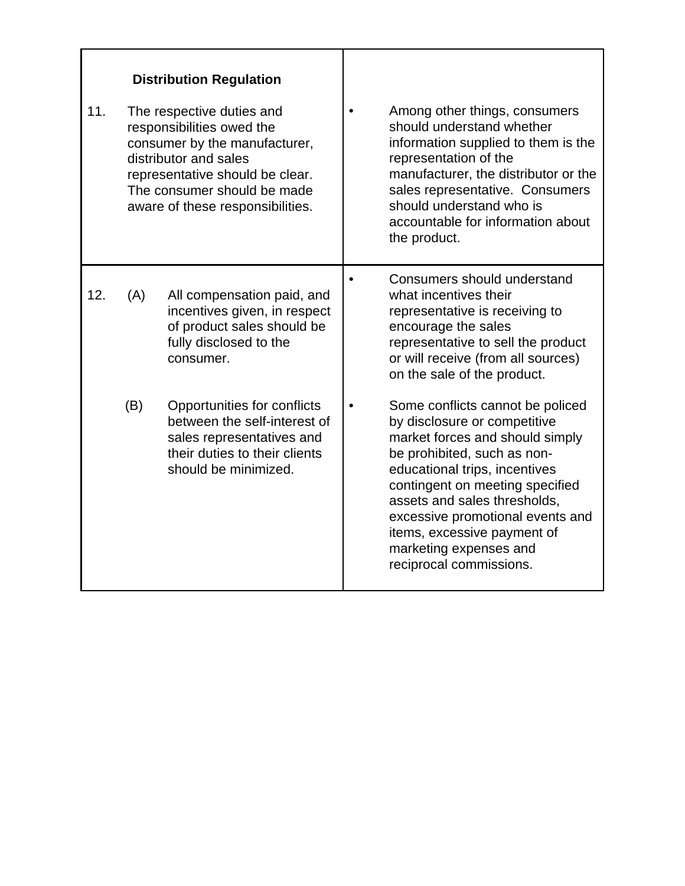| **Distribution Regulation** | |
|---|---|
| 11. The respective duties and responsibilities owed the consumer by the manufacturer, distributor and sales representative should be clear. The consumer should be made aware of these responsibilities. | • Among other things, consumers should understand whether information supplied to them is the representation of the manufacturer, the distributor or the sales representative. Consumers should understand who is accountable for information about the product. |
| 12. (A) All compensation paid, and incentives given, in respect of product sales should be fully disclosed to the consumer. | • Consumers should understand what incentives their representative is receiving to encourage the sales representative to sell the product or will receive (from all sources) on the sale of the product. |
| (B) Opportunities for conflicts between the self-interest of sales representatives and their duties to their clients should be minimized. | • Some conflicts cannot be policed by disclosure or competitive market forces and should simply be prohibited, such as non-educational trips, incentives contingent on meeting specified assets and sales thresholds, excessive promotional events and items, excessive payment of marketing expenses and reciprocal commissions. |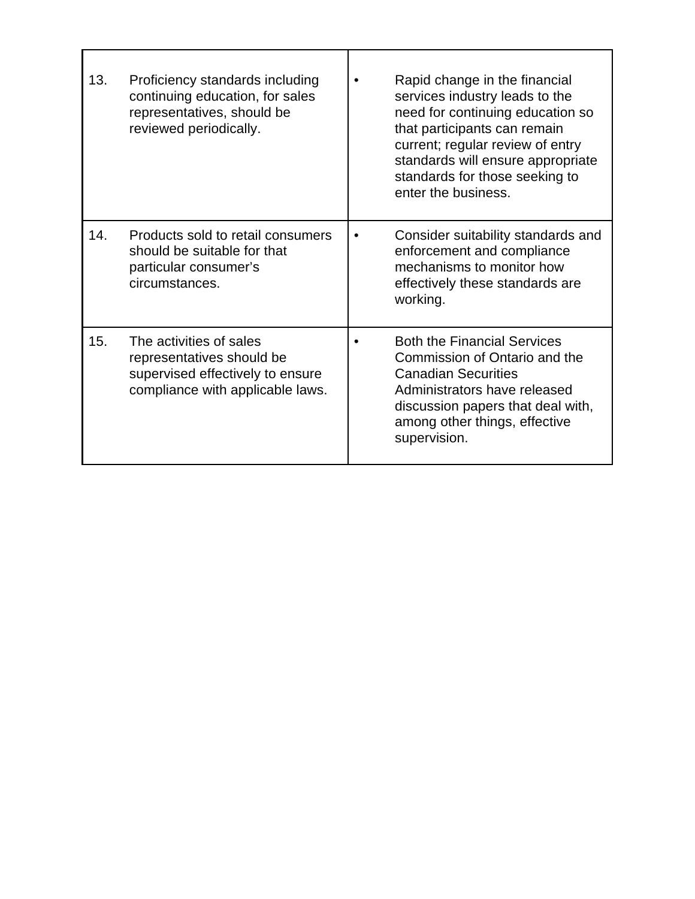| | |
|---|---|
| 13. Proficiency standards including continuing education, for sales representatives, should be reviewed periodically. | • Rapid change in the financial services industry leads to the need for continuing education so that participants can remain current; regular review of entry standards will ensure appropriate standards for those seeking to enter the business. |
| 14. Products sold to retail consumers should be suitable for that particular consumer's circumstances. | • Consider suitability standards and enforcement and compliance mechanisms to monitor how effectively these standards are working. |
| 15. The activities of sales representatives should be supervised effectively to ensure compliance with applicable laws. | • Both the Financial Services Commission of Ontario and the Canadian Securities Administrators have released discussion papers that deal with, among other things, effective supervision. |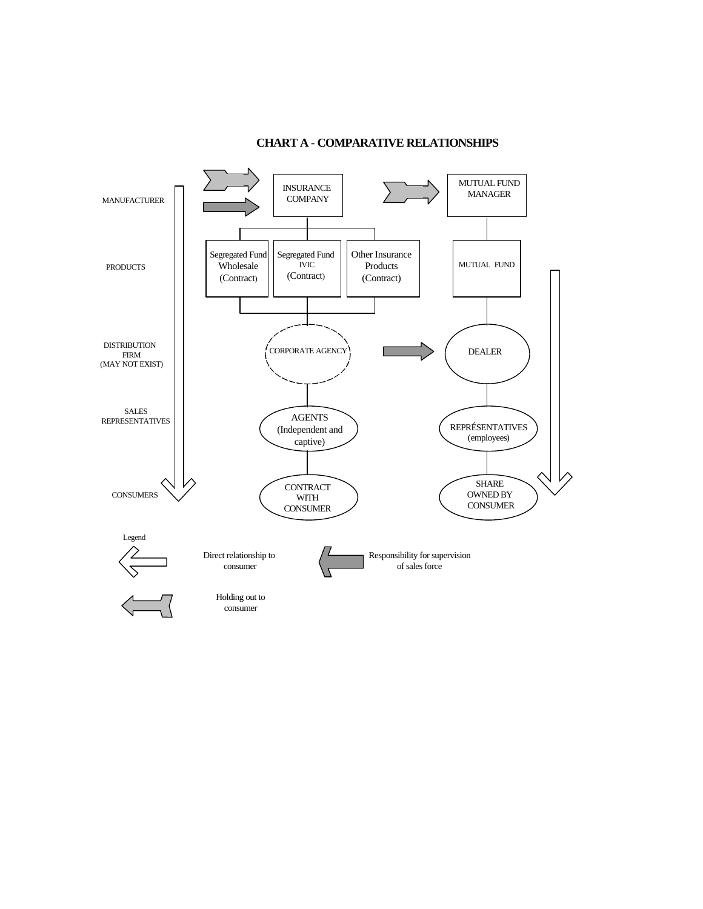## CHART A - COMPARATIVE RELATIONSHIPS

MANUFACTURER

PRODUCTS

DISTRIBUTION FIRM (MAY NOT EXIST)

SALES REPRESENTATIVES

CONSUMERS

INSURANCE COMPANY

MUTUAL FUND MANAGER

Segregated Fund Wholesale (Contract)

Segregated Fund IVIC (Contract)

Other Insurance Products (Contract)

MUTUAL FUND

CORPORATE AGENCY

DEALER

AGENTS (Independent and captive)

REPRÉSENTATIVES (employees)

CONTRACT WITH CONSUMER

SHARE OWNED BY CONSUMER

Legend

Direct relationship to consumer

Responsibility for supervision of sales force

Holding out to consumer